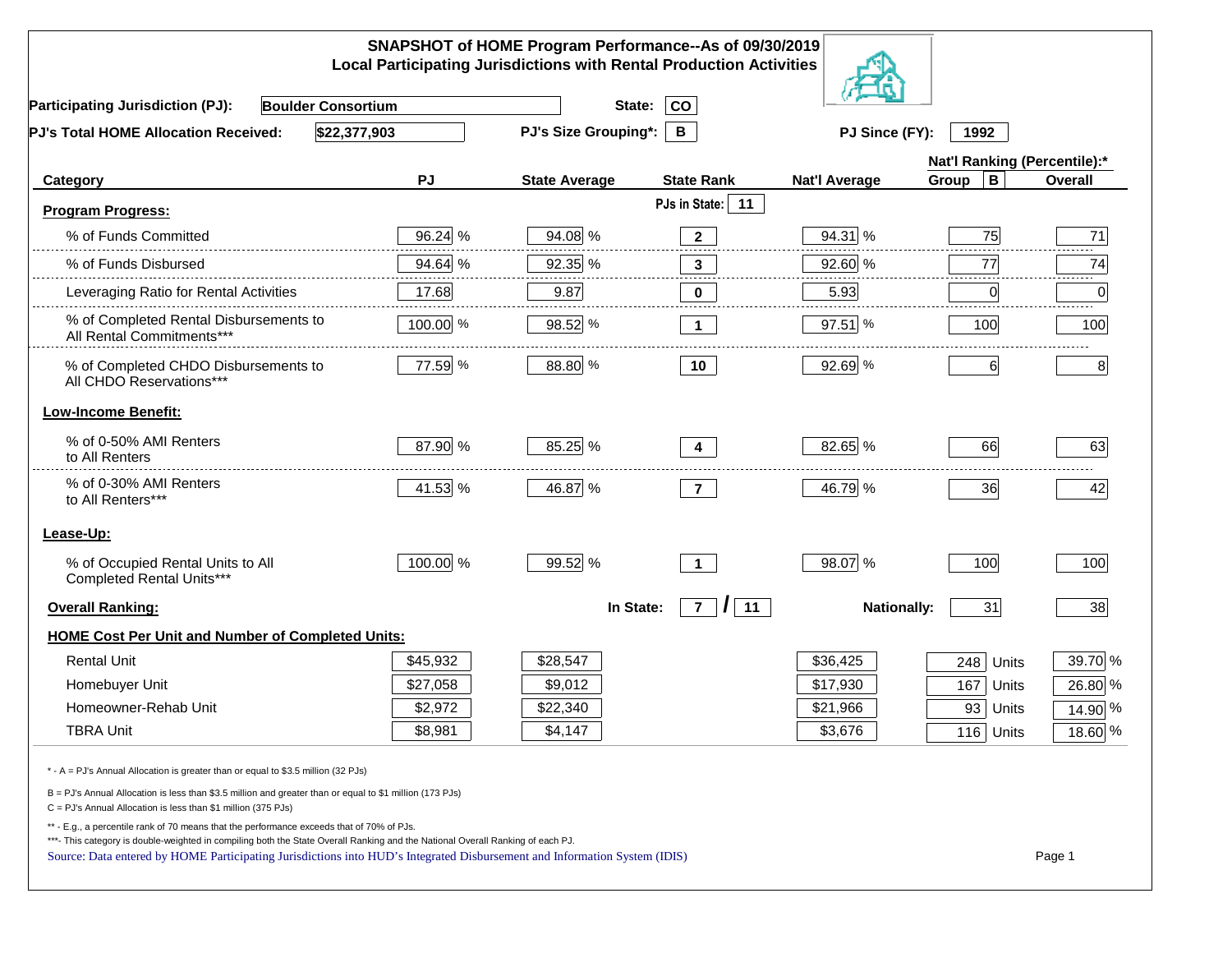# SNAPSHOT of HOME Program Performance--As of 09/30/2019
## Local Participating Jurisdictions with Rental Production Activities

**Participating Jurisdiction (PJ):** Boulder Consortium **State:** CO

**PJ's Total HOME Allocation Received:** $22,377,903 **PJ's Size Grouping*:** B **PJ Since (FY):** 1992

| Category | PJ | State Average | State Rank | Nat'l Average | Nat'l Ranking (Percentile):* Group B | Overall |
|---|---|---|---|---|---|---|
| **Program Progress:** | | | PJs in State: 11 | | | |
| % of Funds Committed | 96.24 % | 94.08 % | 2 | 94.31 % | 75 | 71 |
| % of Funds Disbursed | 94.64 % | 92.35 % | 3 | 92.60 % | 77 | 74 |
| Leveraging Ratio for Rental Activities | 17.68 | 9.87 | 0 | 5.93 | 0 | 0 |
| % of Completed Rental Disbursements to All Rental Commitments*** | 100.00 % | 98.52 % | 1 | 97.51 % | 100 | 100 |
| % of Completed CHDO Disbursements to All CHDO Reservations*** | 77.59 % | 88.80 % | 10 | 92.69 % | 6 | 8 |
| **Low-Income Benefit:** | | | | | | |
| % of 0-50% AMI Renters to All Renters | 87.90 % | 85.25 % | 4 | 82.65 % | 66 | 63 |
| % of 0-30% AMI Renters to All Renters*** | 41.53 % | 46.87 % | 7 | 46.79 % | 36 | 42 |
| **Lease-Up:** | | | | | | |
| % of Occupied Rental Units to All Completed Rental Units*** | 100.00 % | 99.52 % | 1 | 98.07 % | 100 | 100 |
| **Overall Ranking:** | | In State: | 7 / 11 | Nationally: | 31 | 38 |
| **HOME Cost Per Unit and Number of Completed Units:** | | | | | | |
| Rental Unit | $45,932 | $28,547 | | $36,425 | 248 Units | 39.70 % |
| Homebuyer Unit | $27,058 | $9,012 | | $17,930 | 167 Units | 26.80 % |
| Homeowner-Rehab Unit | $2,972 | $22,340 | | $21,966 | 93 Units | 14.90 % |
| TBRA Unit | $8,981 | $4,147 | | $3,676 | 116 Units | 18.60 % |

\* - A = PJ's Annual Allocation is greater than or equal to $3.5 million (32 PJs)

B = PJ's Annual Allocation is less than $3.5 million and greater than or equal to $1 million (173 PJs)

C = PJ's Annual Allocation is less than $1 million (375 PJs)

** - E.g., a percentile rank of 70 means that the performance exceeds that of 70% of PJs.

***- This category is double-weighted in compiling both the State Overall Ranking and the National Overall Ranking of each PJ.

Source: Data entered by HOME Participating Jurisdictions into HUD's Integrated Disbursement and Information System (IDIS)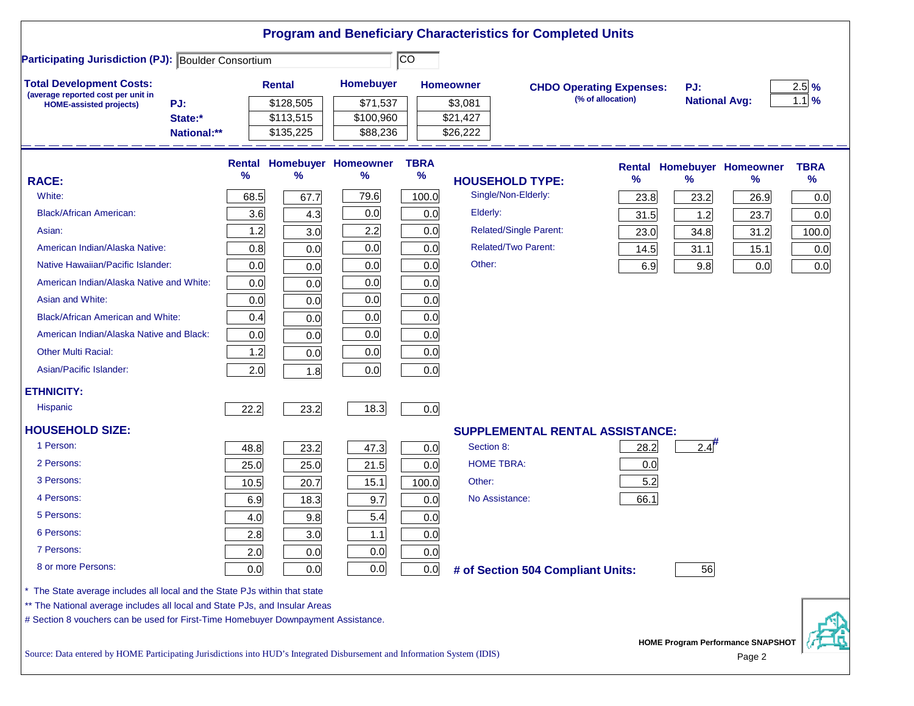# Program and Beneficiary Characteristics for Completed Units

**Participating Jurisdiction (PJ):** Boulder Consortium | CO

**Total Development Costs:**
(average reported cost per unit in HOME-assisted projects)

| | Rental | Homebuyer | Homeowner |
|---|---|---|---|
| PJ: | $128,505 | $71,537 | $3,081 |
| State:* | $113,515 | $100,960 | $21,427 |
| National:** | $135,225 | $88,236 | $26,222 |

**CHDO Operating Expenses:** (% of allocation)

| | |
|---|---|
| PJ: | 2.5 % |
| National Avg: | 1.1 % |

| RACE: | Rental % | Homebuyer % | Homeowner % | TBRA % |
|---|---|---|---|---|
| White: | 68.5 | 67.7 | 79.6 | 100.0 |
| Black/African American: | 3.6 | 4.3 | 0.0 | 0.0 |
| Asian: | 1.2 | 3.0 | 2.2 | 0.0 |
| American Indian/Alaska Native: | 0.8 | 0.0 | 0.0 | 0.0 |
| Native Hawaiian/Pacific Islander: | 0.0 | 0.0 | 0.0 | 0.0 |
| American Indian/Alaska Native and White: | 0.0 | 0.0 | 0.0 | 0.0 |
| Asian and White: | 0.0 | 0.0 | 0.0 | 0.0 |
| Black/African American and White: | 0.4 | 0.0 | 0.0 | 0.0 |
| American Indian/Alaska Native and Black: | 0.0 | 0.0 | 0.0 | 0.0 |
| Other Multi Racial: | 1.2 | 0.0 | 0.0 | 0.0 |
| Asian/Pacific Islander: | 2.0 | 1.8 | 0.0 | 0.0 |
| **ETHNICITY:** | | | | |
| Hispanic | 22.2 | 23.2 | 18.3 | 0.0 |
| **HOUSEHOLD SIZE:** | | | | |
| 1 Person: | 48.8 | 23.2 | 47.3 | 0.0 |
| 2 Persons: | 25.0 | 25.0 | 21.5 | 0.0 |
| 3 Persons: | 10.5 | 20.7 | 15.1 | 100.0 |
| 4 Persons: | 6.9 | 18.3 | 9.7 | 0.0 |
| 5 Persons: | 4.0 | 9.8 | 5.4 | 0.0 |
| 6 Persons: | 2.8 | 3.0 | 1.1 | 0.0 |
| 7 Persons: | 2.0 | 0.0 | 0.0 | 0.0 |
| 8 or more Persons: | 0.0 | 0.0 | 0.0 | 0.0 |

| HOUSEHOLD TYPE: | Rental % | Homebuyer % | Homeowner % | TBRA % |
|---|---|---|---|---|
| Single/Non-Elderly: | 23.8 | 23.2 | 26.9 | 0.0 |
| Elderly: | 31.5 | 1.2 | 23.7 | 0.0 |
| Related/Single Parent: | 23.0 | 34.8 | 31.2 | 100.0 |
| Related/Two Parent: | 14.5 | 31.1 | 15.1 | 0.0 |
| Other: | 6.9 | 9.8 | 0.0 | 0.0 |

| SUPPLEMENTAL RENTAL ASSISTANCE: | Rental | Homebuyer |
|---|---|---|
| Section 8: | 28.2 | 2.4# |
| HOME TBRA: | 0.0 | |
| Other: | 5.2 | |
| No Assistance: | 66.1 | |

**# of Section 504 Compliant Units:** 56

\* The State average includes all local and the State PJs within that state

\*\* The National average includes all local and State PJs, and Insular Areas

\# Section 8 vouchers can be used for First-Time Homebuyer Downpayment Assistance.

Source: Data entered by HOME Participating Jurisdictions into HUD's Integrated Disbursement and Information System (IDIS)

HOME Program Performance SNAPSHOT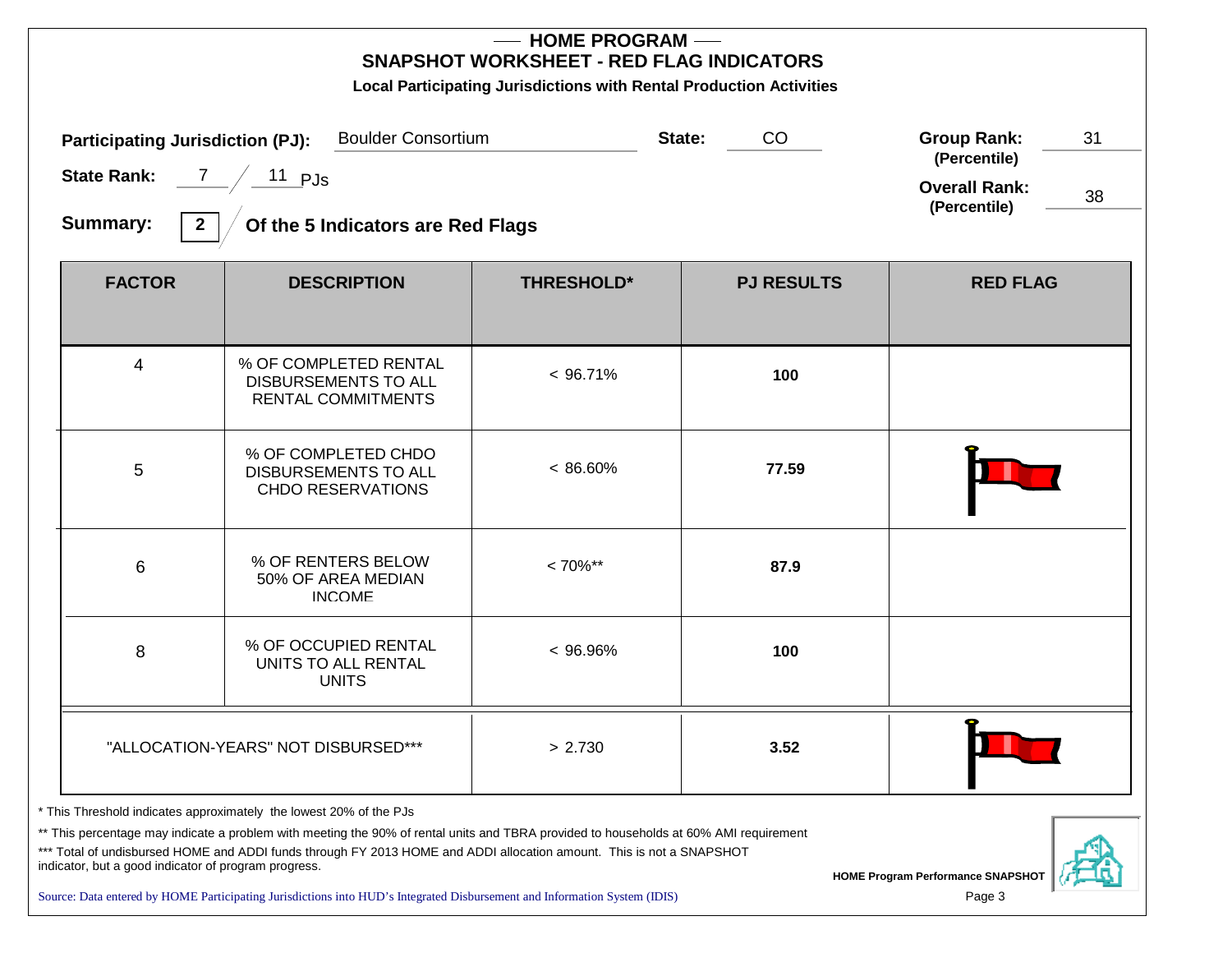# HOME PROGRAM
## SNAPSHOT WORKSHEET - RED FLAG INDICATORS
### Local Participating Jurisdictions with Rental Production Activities

**Participating Jurisdiction (PJ):** Boulder Consortium **State:** CO **Group Rank:** 31 **(Percentile)**

**State Rank:** 7 / 11 PJs **Overall Rank:** 38 **(Percentile)**

**Summary:** 2 / Of the 5 Indicators are Red Flags

| FACTOR | DESCRIPTION | THRESHOLD* | PJ RESULTS | RED FLAG |
|---|---|---|---|---|
| 4 | % OF COMPLETED RENTAL DISBURSEMENTS TO ALL RENTAL COMMITMENTS | < 96.71% | **100** | |
| 5 | % OF COMPLETED CHDO DISBURSEMENTS TO ALL CHDO RESERVATIONS | < 86.60% | **77.59** | Red Flag |
| 6 | % OF RENTERS BELOW 50% OF AREA MEDIAN INCOME | < 70%** | **87.9** | |
| 8 | % OF OCCUPIED RENTAL UNITS TO ALL RENTAL UNITS | < 96.96% | **100** | |
| "ALLOCATION-YEARS" NOT DISBURSED*** | | > 2.730 | **3.52** | Red Flag |

* This Threshold indicates approximately the lowest 20% of the PJs

** This percentage may indicate a problem with meeting the 90% of rental units and TBRA provided to households at 60% AMI requirement

*** Total of undisbursed HOME and ADDI funds through FY 2013 HOME and ADDI allocation amount. This is not a SNAPSHOT indicator, but a good indicator of program progress.

Source: Data entered by HOME Participating Jurisdictions into HUD's Integrated Disbursement and Information System (IDIS)